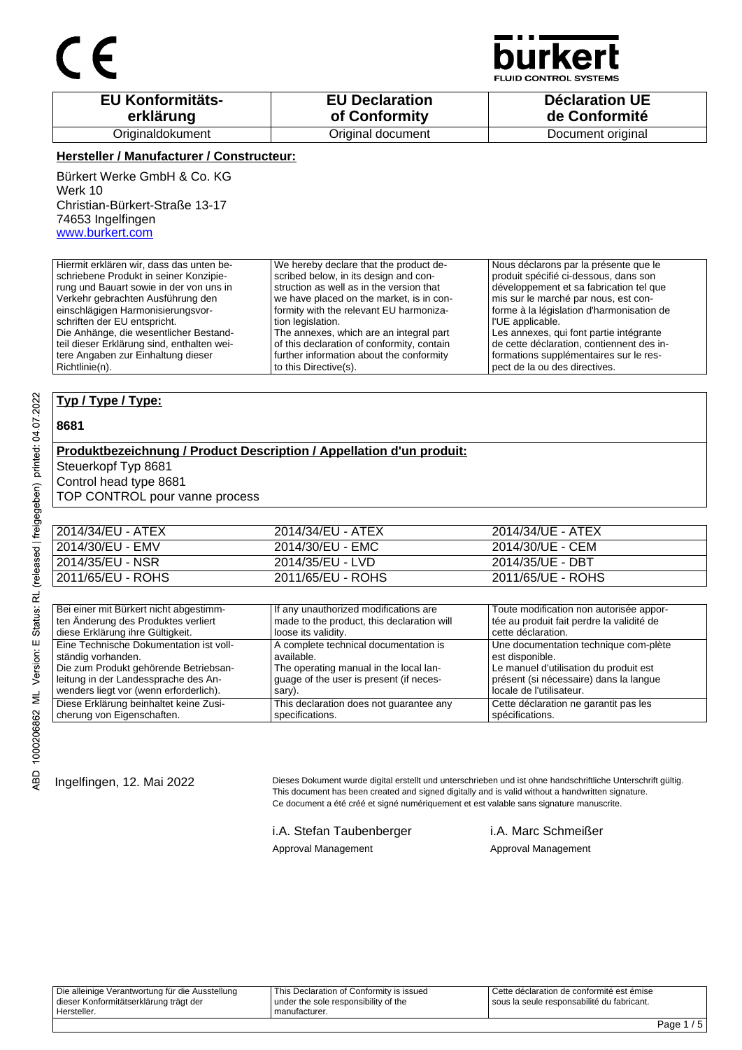CE

bürkert FLUID CONTROL SYSTEMS

| EU Konformitäts-erklärung | EU Declaration of Conformity | Déclaration UE de Conformité |
| --- | --- | --- |
| Originaldokument | Original document | Document original |

**Hersteller / Manufacturer / Constructeur:**

Bürkert Werke GmbH & Co. KG
Werk 10
Christian-Bürkert-Straße 13-17
74653 Ingelfingen
www.burkert.com

| | | |
| --- | --- | --- |
| Hiermit erklären wir, dass das unten beschriebene Produkt in seiner Konzipierung und Bauart sowie in der von uns in Verkehr gebrachten Ausführung den einschlägigen Harmonisierungsvorschriften der EU entspricht. Die Anhänge, die wesentlicher Bestandteil dieser Erklärung sind, enthalten weitere Angaben zur Einhaltung dieser Richtlinie(n). | We hereby declare that the product described below, in its design and construction as well as in the version that we have placed on the market, is in conformity with the relevant EU harmonization legislation. The annexes, which are an integral part of this declaration of conformity, contain further information about the conformity to this Directive(s). | Nous déclarons par la présente que le produit spécifié ci-dessous, dans son développement et sa fabrication tel que mis sur le marché par nous, est conforme à la législation d'harmonisation de l'UE applicable. Les annexes, qui font partie intégrante de cette déclaration, contiennent des informations supplémentaires sur le respect de la ou des directives. |

**Typ / Type / Type:**

**8681**

**Produktbezeichnung / Product Description / Appellation d'un produit:**

Steuerkopf Typ 8681
Control head type 8681
TOP CONTROL pour vanne process

| | | |
| --- | --- | --- |
| 2014/34/EU - ATEX | 2014/34/EU - ATEX | 2014/34/UE - ATEX |
| 2014/30/EU - EMV | 2014/30/EU - EMC | 2014/30/UE - CEM |
| 2014/35/EU - NSR | 2014/35/EU - LVD | 2014/35/UE - DBT |
| 2011/65/EU - ROHS | 2011/65/EU - ROHS | 2011/65/UE - ROHS |

| | | |
| --- | --- | --- |
| Bei einer mit Bürkert nicht abgestimmten Änderung des Produktes verliert diese Erklärung ihre Gültigkeit. | If any unauthorized modifications are made to the product, this declaration will loose its validity. | Toute modification non autorisée apportée au produit fait perdre la validité de cette déclaration. |
| Eine Technische Dokumentation ist vollständig vorhanden. Die zum Produkt gehörende Betriebsanleitung in der Landessprache des Anwenders liegt vor (wenn erforderlich). | A complete technical documentation is available. The operating manual in the local language of the user is present (if necessary). | Une documentation technique com-plète est disponible. Le manuel d'utilisation du produit est présent (si nécessaire) dans la langue locale de l'utilisateur. |
| Diese Erklärung beinhaltet keine Zusicherung von Eigenschaften. | This declaration does not guarantee any specifications. | Cette déclaration ne garantit pas les spécifications. |

Ingelfingen, 12. Mai 2022

Dieses Dokument wurde digital erstellt und unterschrieben und ist ohne handschriftliche Unterschrift gültig.
This document has been created and signed digitally and is valid without a handwritten signature.
Ce document a été créé et signé numériquement et est valable sans signature manuscrite.

i.A. Stefan Taubenberger
Approval Management

i.A. Marc Schmeißer
Approval Management

ABD 1000206862 ML Version: E Status: RL (released | freigegeben) printed: 04.07.2022

| | | |
| --- | --- | --- |
| Die alleinige Verantwortung für die Ausstellung dieser Konformitätserklärung trägt der Hersteller. | This Declaration of Conformity is issued under the sole responsibility of the manufacturer. | Cette déclaration de conformité est émise sous la seule responsabilité du fabricant. |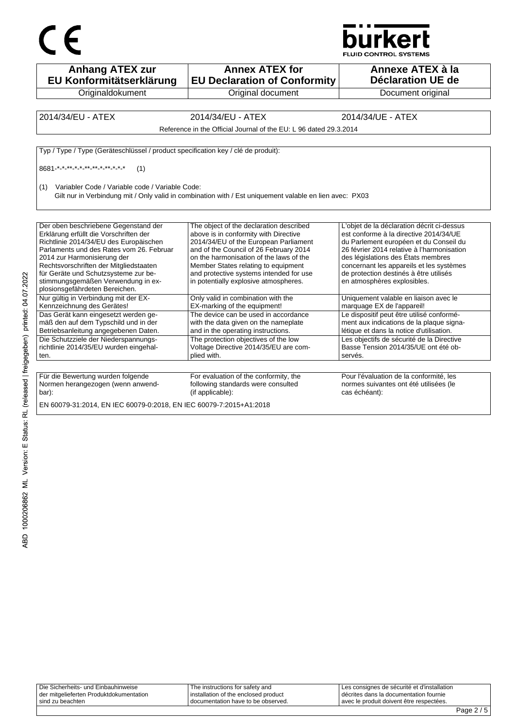CE

bürkert
FLUID CONTROL SYSTEMS

| Anhang ATEX zur EU Konformitätserklärung | Annex ATEX for EU Declaration of Conformity | Annexe ATEX à la Déclaration UE de |
| --- | --- | --- |
| Originaldokument | Original document | Document original |

| | | |
| --- | --- | --- |
| 2014/34/EU - ATEX | 2014/34/EU - ATEX | 2014/34/UE - ATEX |
| Reference in the Official Journal of the EU: L 96 dated 29.3.2014 | | |

Typ / Type / Type (Geräteschlüssel / product specification key / clé de produit):

8681-*-*-**-*-*-**-**-*-**-*-*-* (1)

(1) Variabler Code / Variable code / Variable Code:
Gilt nur in Verbindung mit / Only valid in combination with / Est uniquement valable en lien avec: PX03

| | | |
| --- | --- | --- |
| Der oben beschriebene Gegenstand der Erklärung erfüllt die Vorschriften der Richtlinie 2014/34/EU des Europäischen Parlaments und des Rates vom 26. Februar 2014 zur Harmonisierung der Rechtsvorschriften der Mitgliedstaaten für Geräte und Schutzsysteme zur bestimmungsgemäßen Verwendung in explosionsgefährdeten Bereichen. | The object of the declaration described above is in conformity with Directive 2014/34/EU of the European Parliament and of the Council of 26 February 2014 on the harmonisation of the laws of the Member States relating to equipment and protective systems intended for use in potentially explosive atmospheres. | L'objet de la déclaration décrit ci-dessus est conforme à la directive 2014/34/UE du Parlement européen et du Conseil du 26 février 2014 relative à l'harmonisation des législations des États membres concernant les appareils et les systèmes de protection destinés à être utilisés en atmosphères explosibles. |
| Nur gültig in Verbindung mit der EX-Kennzeichnung des Gerätes! | Only valid in combination with the EX-marking of the equipment! | Uniquement valable en liaison avec le marquage EX de l'appareil! |
| Das Gerät kann eingesetzt werden gemäß den auf dem Typschild und in der Betriebsanleitung angegebenen Daten. | The device can be used in accordance with the data given on the nameplate and in the operating instructions. | Le dispositif peut être utilisé conformément aux indications de la plaque signalétique et dans la notice d'utilisation. |
| Die Schutzziele der Niederspannungsrichtlinie 2014/35/EU wurden eingehalten. | The protection objectives of the low Voltage Directive 2014/35/EU are complied with. | Les objectifs de sécurité de la Directive Basse Tension 2014/35/UE ont été observés. |

| | | |
| --- | --- | --- |
| Für die Bewertung wurden folgende Normen herangezogen (wenn anwendbar): | For evaluation of the conformity, the following standards were consulted (if applicable): | Pour l'évaluation de la conformité, les normes suivantes ont été utilisées (le cas échéant): |
| EN 60079-31:2014, EN IEC 60079-0:2018, EN IEC 60079-7:2015+A1:2018 | | |

| | | |
| --- | --- | --- |
| Die Sicherheits- und Einbauhinweise der mitgelieferten Produktdokumentation sind zu beachten | The instructions for safety and installation of the enclosed product documentation have to be observed. | Les consignes de sécurité et d'installation décrites dans la documentation fournie avec le produit doivent être respectées. |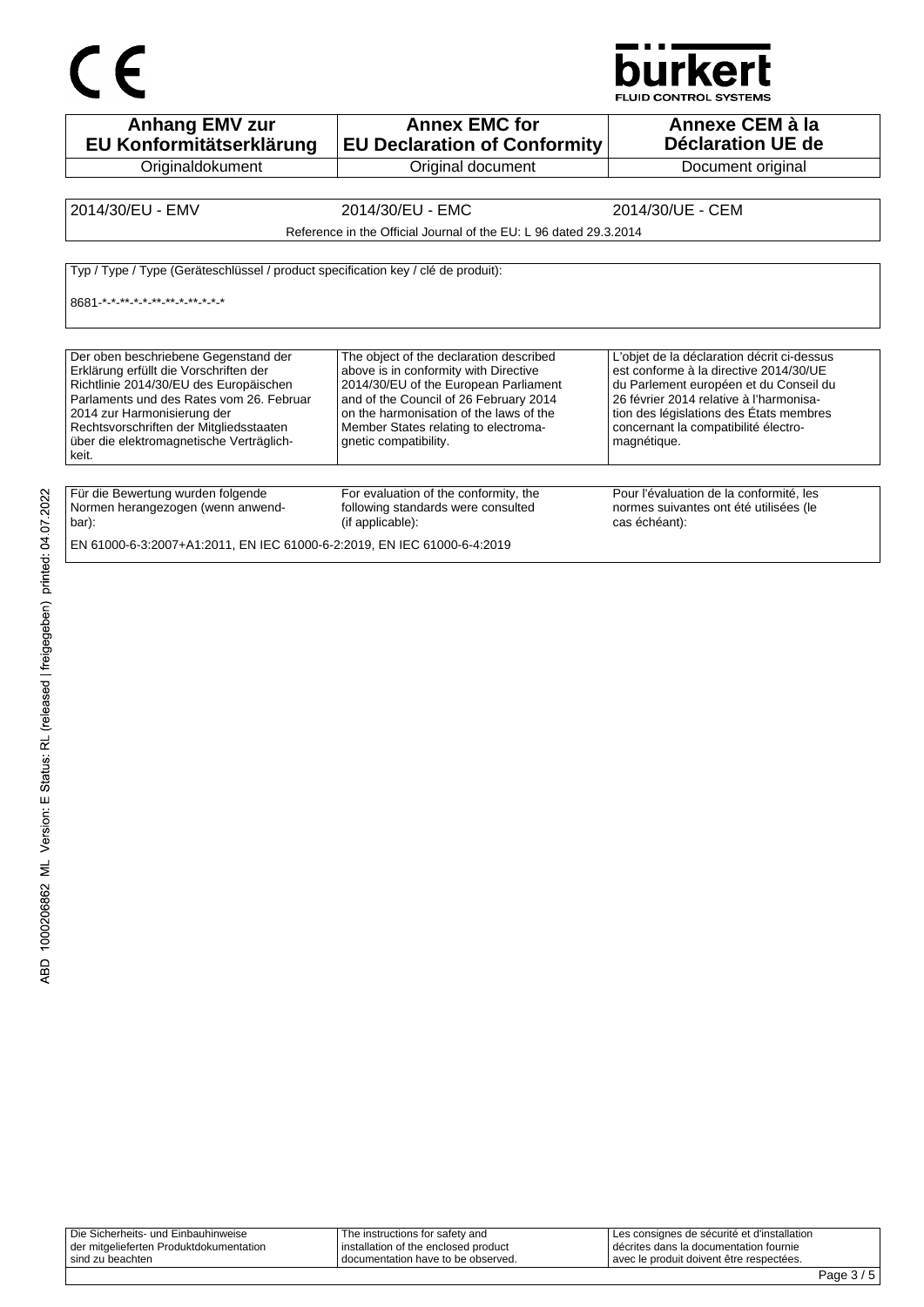CE

bürkert
FLUID CONTROL SYSTEMS

| **Anhang EMV zur EU Konformitätserklärung** | **Annex EMC for EU Declaration of Conformity** | **Annexe CEM à la Déclaration UE de** |
| --- | --- | --- |
| Originaldokument | Original document | Document original |

| 2014/30/EU - EMV | 2014/30/EU - EMC | 2014/30/UE - CEM |
| --- | --- | --- |
| | Reference in the Official Journal of the EU: L 96 dated 29.3.2014 | |

Typ / Type / Type (Geräteschlüssel / product specification key / clé de produit):

8681-*-*-**-*-*-**-**-*-**-*-*-*

| | | |
| --- | --- | --- |
| Der oben beschriebene Gegenstand der Erklärung erfüllt die Vorschriften der Richtlinie 2014/30/EU des Europäischen Parlaments und des Rates vom 26. Februar 2014 zur Harmonisierung der Rechtsvorschriften der Mitgliedsstaaten über die elektromagnetische Verträglichkeit. | The object of the declaration described above is in conformity with Directive 2014/30/EU of the European Parliament and of the Council of 26 February 2014 on the harmonisation of the laws of the Member States relating to electromagnetic compatibility. | L'objet de la déclaration décrit ci-dessus est conforme à la directive 2014/30/UE du Parlement européen et du Conseil du 26 février 2014 relative à l'harmonisation des législations des États membres concernant la compatibilité électromagnétique. |

| | | |
| --- | --- | --- |
| Für die Bewertung wurden folgende Normen herangezogen (wenn anwendbar): | For evaluation of the conformity, the following standards were consulted (if applicable): | Pour l'évaluation de la conformité, les normes suivantes ont été utilisées (le cas échéant): |

EN 61000-6-3:2007+A1:2011, EN IEC 61000-6-2:2019, EN IEC 61000-6-4:2019

ABD 1000206862 ML Version: E Status: RL (released | freigegeben) printed: 04.07.2022

| | | |
| --- | --- | --- |
| Die Sicherheits- und Einbauhinweise der mitgelieferten Produktdokumentation sind zu beachten | The instructions for safety and installation of the enclosed product documentation have to be observed. | Les consignes de sécurité et d'installation décrites dans la documentation fournie avec le produit doivent être respectées. |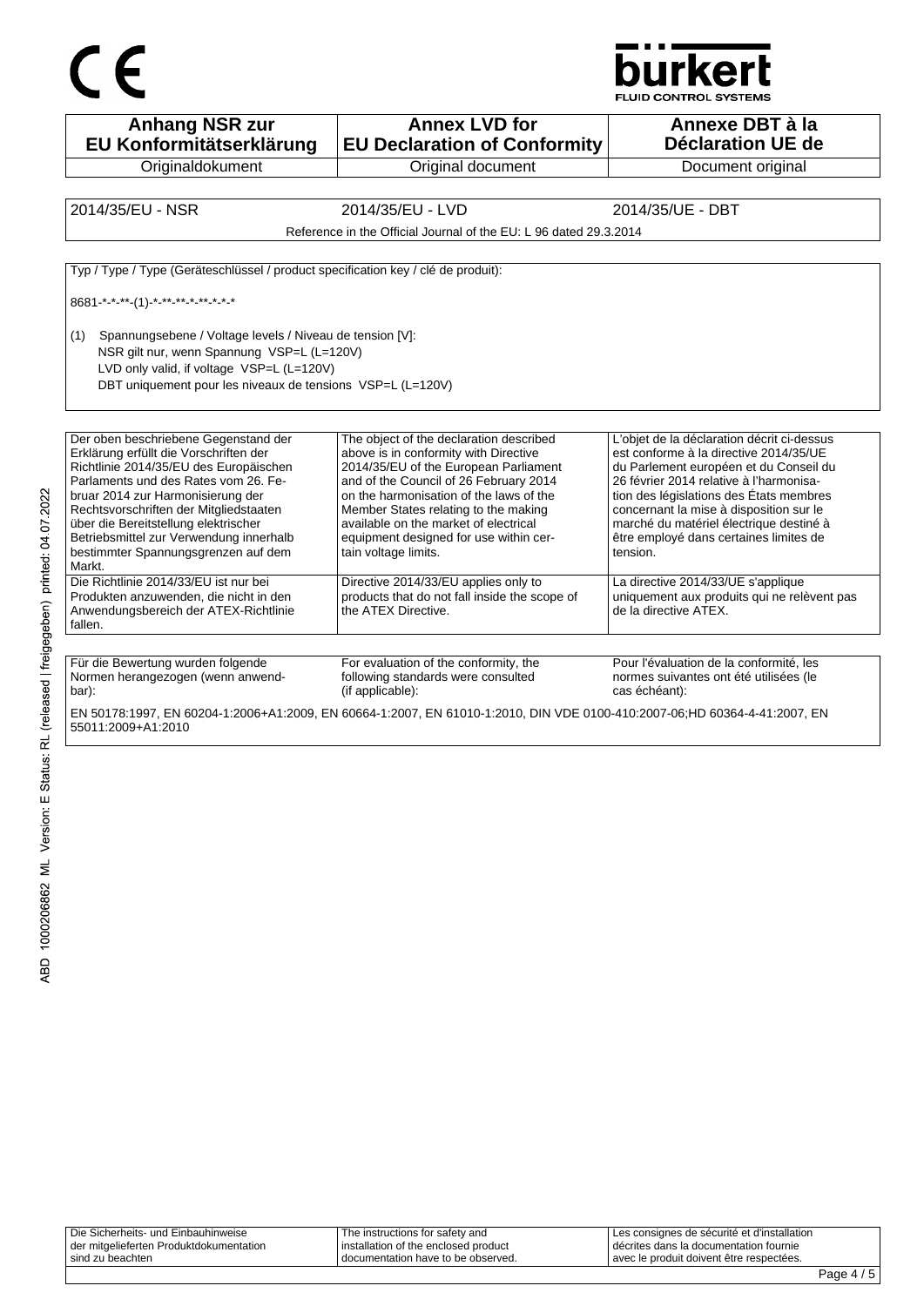CE

bürkert
FLUID CONTROL SYSTEMS

| Anhang NSR zur EU Konformitätserklärung | Annex LVD for EU Declaration of Conformity | Annexe DBT à la Déclaration UE de |
| --- | --- | --- |
| Originaldokument | Original document | Document original |

| 2014/35/EU - NSR | 2014/35/EU - LVD | 2014/35/UE - DBT |
| --- | --- | --- |

Reference in the Official Journal of the EU: L 96 dated 29.3.2014

Typ / Type / Type (Geräteschlüssel / product specification key / clé de produit):

8681-*-*-**-(1)-*-**-**-*-**-*-*-*

(1) Spannungsebene / Voltage levels / Niveau de tension [V]:
NSR gilt nur, wenn Spannung VSP=L (L=120V)
LVD only valid, if voltage VSP=L (L=120V)
DBT uniquement pour les niveaux de tensions VSP=L (L=120V)

| | | |
| --- | --- | --- |
| Der oben beschriebene Gegenstand der Erklärung erfüllt die Vorschriften der Richtlinie 2014/35/EU des Europäischen Parlaments und des Rates vom 26. Februar 2014 zur Harmonisierung der Rechtsvorschriften der Mitgliedstaaten über die Bereitstellung elektrischer Betriebsmittel zur Verwendung innerhalb bestimmter Spannungsgrenzen auf dem Markt. | The object of the declaration described above is in conformity with Directive 2014/35/EU of the European Parliament and of the Council of 26 February 2014 on the harmonisation of the laws of the Member States relating to the making available on the market of electrical equipment designed for use within certain voltage limits. | L'objet de la déclaration décrit ci-dessus est conforme à la directive 2014/35/UE du Parlement européen et du Conseil du 26 février 2014 relative à l'harmonisation des législations des États membres concernant la mise à disposition sur le marché du matériel électrique destiné à être employé dans certaines limites de tension. |
| Die Richtlinie 2014/33/EU ist nur bei Produkten anzuwenden, die nicht in den Anwendungsbereich der ATEX-Richtlinie fallen. | Directive 2014/33/EU applies only to products that do not fall inside the scope of the ATEX Directive. | La directive 2014/33/UE s'applique uniquement aux produits qui ne relèvent pas de la directive ATEX. |

| | | |
| --- | --- | --- |
| Für die Bewertung wurden folgende Normen herangezogen (wenn anwendbar): | For evaluation of the conformity, the following standards were consulted (if applicable): | Pour l'évaluation de la conformité, les normes suivantes ont été utilisées (le cas échéant): |

EN 50178:1997, EN 60204-1:2006+A1:2009, EN 60664-1:2007, EN 61010-1:2010, DIN VDE 0100-410:2007-06;HD 60364-4-41:2007, EN 55011:2009+A1:2010

| | | |
| --- | --- | --- |
| Die Sicherheits- und Einbauhinweise der mitgelieferten Produktdokumentation sind zu beachten | The instructions for safety and installation of the enclosed product documentation have to be observed. | Les consignes de sécurité et d'installation décrites dans la documentation fournie avec le produit doivent être respectées. |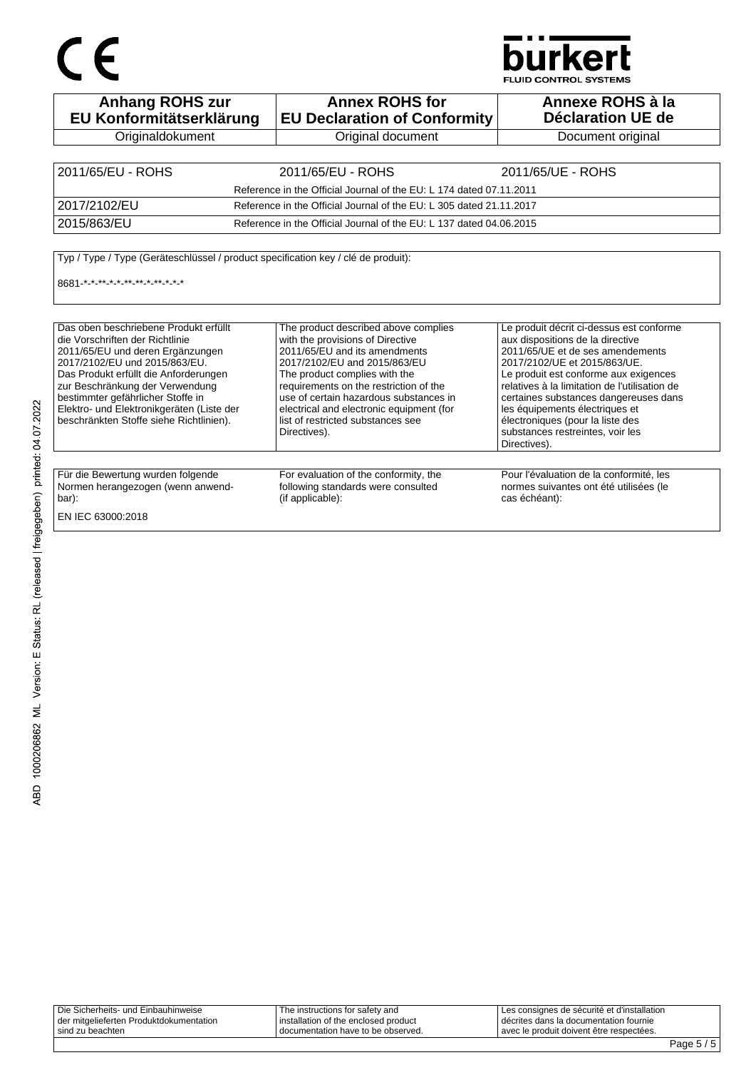CE

bürkert
FLUID CONTROL SYSTEMS

| **Anhang ROHS zur EU Konformitätserklärung** | **Annex ROHS for EU Declaration of Conformity** | **Annexe ROHS à la Déclaration UE de** |
|---|---|---|
| Originaldokument | Original document | Document original |

| | | |
|---|---|---|
| 2011/65/EU - ROHS | 2011/65/EU - ROHS | 2011/65/UE - ROHS |
| | Reference in the Official Journal of the EU: L 174 dated 07.11.2011 | |
| 2017/2102/EU | Reference in the Official Journal of the EU: L 305 dated 21.11.2017 | |
| 2015/863/EU | Reference in the Official Journal of the EU: L 137 dated 04.06.2015 | |

Typ / Type / Type (Geräteschlüssel / product specification key / clé de produit):

8681-*-*-**-*-*-**-**-*-**-*-*-*

| | | |
|---|---|---|
| Das oben beschriebene Produkt erfüllt die Vorschriften der Richtlinie 2011/65/EU und deren Ergänzungen 2017/2102/EU und 2015/863/EU. Das Produkt erfüllt die Anforderungen zur Beschränkung der Verwendung bestimmter gefährlicher Stoffe in Elektro- und Elektronikgeräten (Liste der beschränkten Stoffe siehe Richtlinien). | The product described above complies with the provisions of Directive 2011/65/EU and its amendments 2017/2102/EU and 2015/863/EU The product complies with the requirements on the restriction of the use of certain hazardous substances in electrical and electronic equipment (for list of restricted substances see Directives). | Le produit décrit ci-dessus est conforme aux dispositions de la directive 2011/65/UE et de ses amendements 2017/2102/UE et 2015/863/UE. Le produit est conforme aux exigences relatives à la limitation de l'utilisation de certaines substances dangereuses dans les équipements électriques et électroniques (pour la liste des substances restreintes, voir les Directives). |

| | | |
|---|---|---|
| Für die Bewertung wurden folgende Normen herangezogen (wenn anwendbar): | For evaluation of the conformity, the following standards were consulted (if applicable): | Pour l'évaluation de la conformité, les normes suivantes ont été utilisées (le cas échéant): |

EN IEC 63000:2018

ABD 1000206862 ML Version: E Status: RL (released | freigegeben) printed: 04.07.2022

| | | |
|---|---|---|
| Die Sicherheits- und Einbauhinweise der mitgelieferten Produktdokumentation sind zu beachten | The instructions for safety and installation of the enclosed product documentation have to be observed. | Les consignes de sécurité et d'installation décrites dans la documentation fournie avec le produit doivent être respectées. |